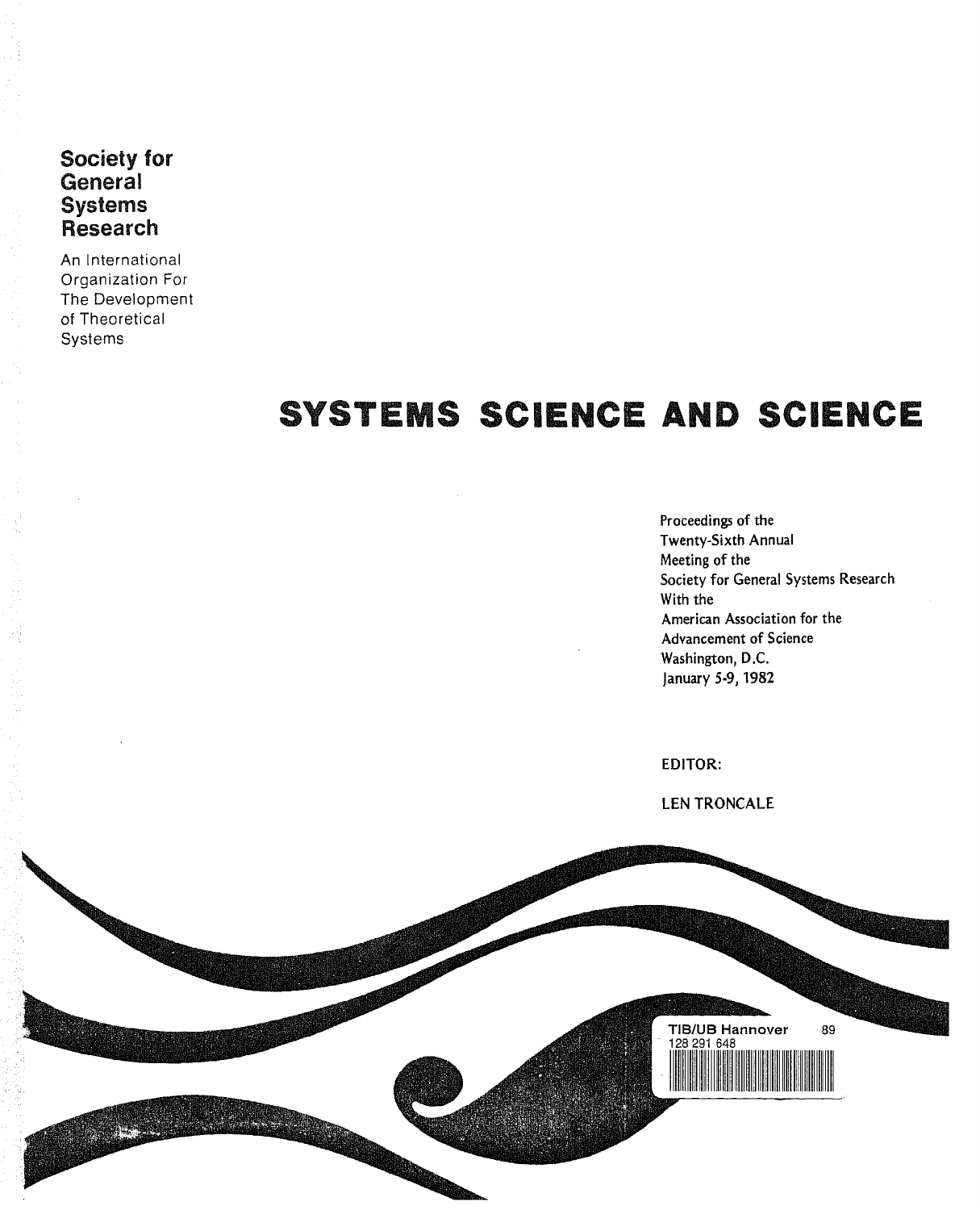**Society for General Systems Research**

An International Organization For The Development of Theoretical Systems

# SYSTEMS SCIENCE AND SCIENCE

Proceedings of the
Twenty-Sixth Annual
Meeting of the
Society for General Systems Research
With the
American Association for the
Advancement of Science
Washington, D.C.
January 5-9, 1982

EDITOR:

LEN TRONCALE

TIB/UB Hannover 89
128 291 648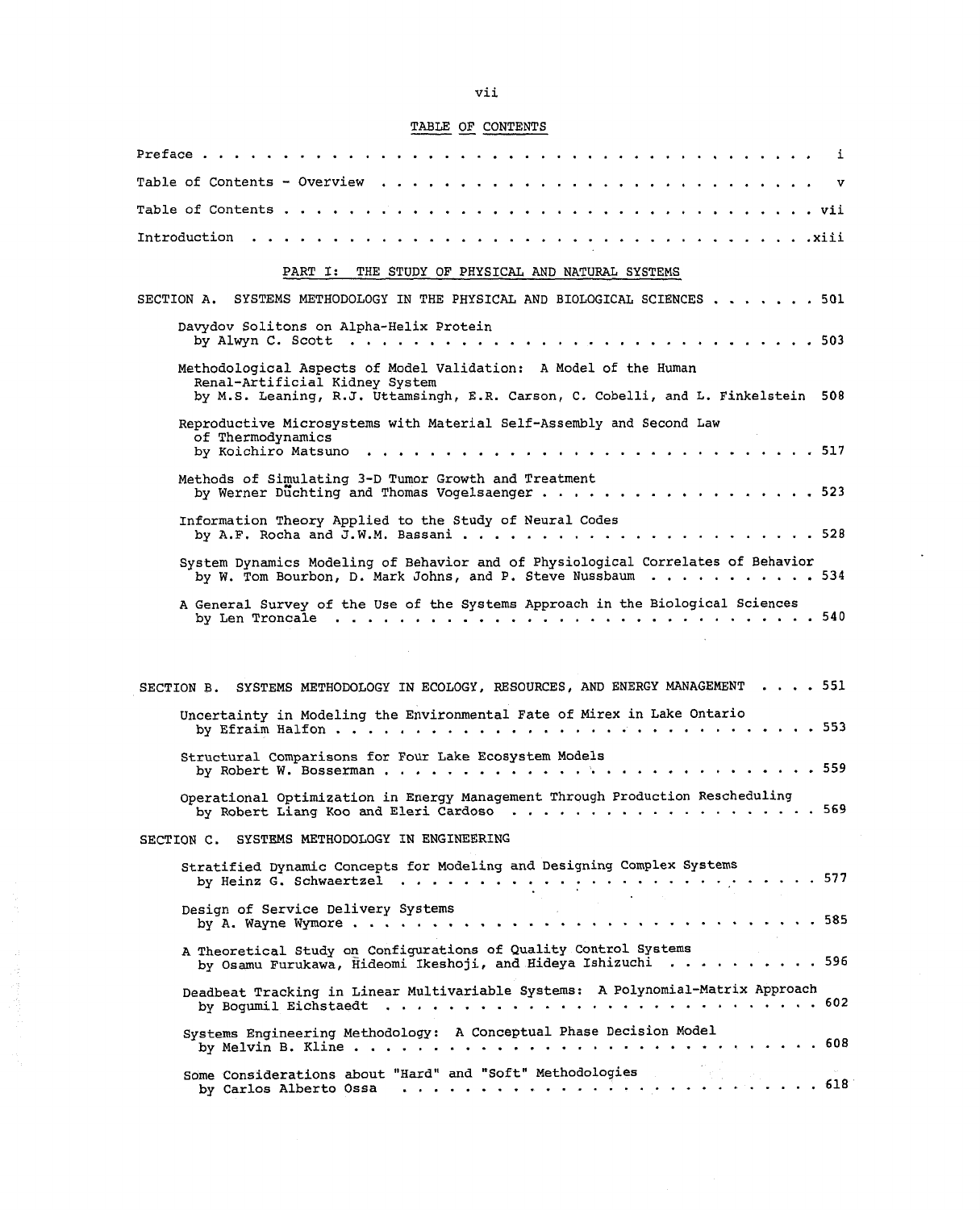# TABLE OF CONTENTS

Preface . . . . . . . . . . . . . . . . . . . . . . . . . . . . . . . . . . . . . . i

Table of Contents - Overview . . . . . . . . . . . . . . . . . . . . . . . . . . . v

Table of Contents . . . . . . . . . . . . . . . . . . . . . . . . . . . . . . . . . vii

Introduction . . . . . . . . . . . . . . . . . . . . . . . . . . . . . . . . . . . xiii

## PART I: THE STUDY OF PHYSICAL AND NATURAL SYSTEMS

### SECTION A. SYSTEMS METHODOLOGY IN THE PHYSICAL AND BIOLOGICAL SCIENCES . . . . . . . 501

Davydov Solitons on Alpha-Helix Protein
by Alwyn C. Scott . . . . . . . . . . . . . . . . . . . . . . . . . . . . . . 503

Methodological Aspects of Model Validation: A Model of the Human Renal-Artificial Kidney System
by M.S. Leaning, R.J. Uttamsingh, E.R. Carson, C. Cobelli, and L. Finkelstein 508

Reproductive Microsystems with Material Self-Assembly and Second Law of Thermodynamics
by Koichiro Matsuno . . . . . . . . . . . . . . . . . . . . . . . . . . . . 517

Methods of Simulating 3-D Tumor Growth and Treatment
by Werner Düchting and Thomas Vogelsaenger . . . . . . . . . . . . . . . . . . 523

Information Theory Applied to the Study of Neural Codes
by A.F. Rocha and J.W.M. Bassani . . . . . . . . . . . . . . . . . . . . . . . 528

System Dynamics Modeling of Behavior and of Physiological Correlates of Behavior
by W. Tom Bourbon, D. Mark Johns, and P. Steve Nussbaum . . . . . . . . . . . 534

A General Survey of the Use of the Systems Approach in the Biological Sciences
by Len Troncale . . . . . . . . . . . . . . . . . . . . . . . . . . . . . . . 540

### SECTION B. SYSTEMS METHODOLOGY IN ECOLOGY, RESOURCES, AND ENERGY MANAGEMENT . . . . 551

Uncertainty in Modeling the Environmental Fate of Mirex in Lake Ontario
by Efraim Halfon . . . . . . . . . . . . . . . . . . . . . . . . . . . . . . 553

Structural Comparisons for Four Lake Ecosystem Models
by Robert W. Bosserman . . . . . . . . . . . . . . . . . . . . . . . . . . . 559

Operational Optimization in Energy Management Through Production Rescheduling
by Robert Liang Koo and Eleri Cardoso . . . . . . . . . . . . . . . . . . . 569

### SECTION C. SYSTEMS METHODOLOGY IN ENGINEERING

Stratified Dynamic Concepts for Modeling and Designing Complex Systems
by Heinz G. Schwaertzel . . . . . . . . . . . . . . . . . . . . . . . . . . . 577

Design of Service Delivery Systems
by A. Wayne Wymore . . . . . . . . . . . . . . . . . . . . . . . . . . . . . 585

A Theoretical Study on Configurations of Quality Control Systems
by Osamu Furukawa, Hideomi Ikeshoji, and Hideya Ishizuchi . . . . . . . . . . 596

Deadbeat Tracking in Linear Multivariable Systems: A Polynomial-Matrix Approach
by Bogumil Eichstaedt . . . . . . . . . . . . . . . . . . . . . . . . . . . . 602

Systems Engineering Methodology: A Conceptual Phase Decision Model
by Melvin B. Kline . . . . . . . . . . . . . . . . . . . . . . . . . . . . . . 608

Some Considerations about "Hard" and "Soft" Methodologies
by Carlos Alberto Ossa . . . . . . . . . . . . . . . . . . . . . . . . . . . 618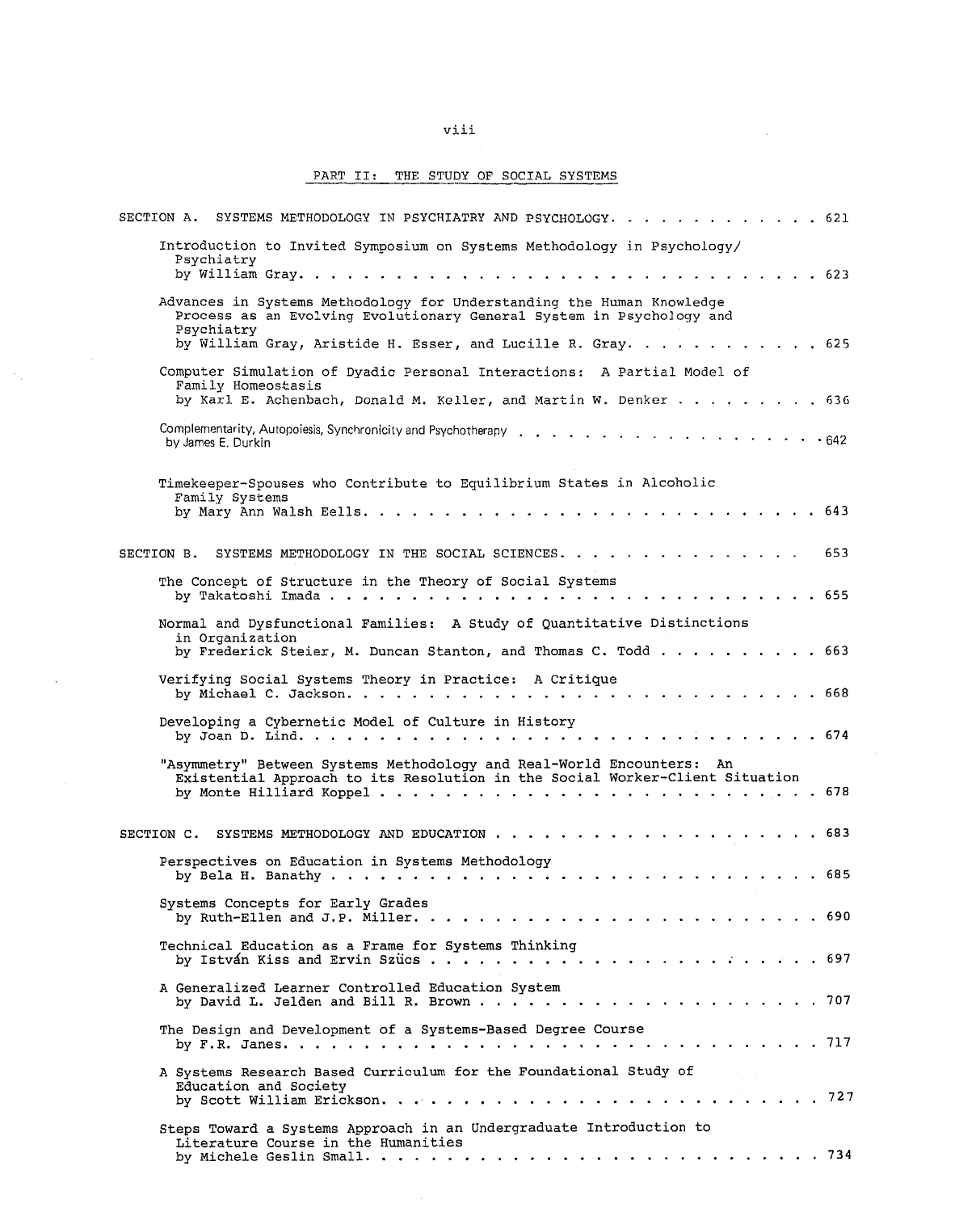## PART II: THE STUDY OF SOCIAL SYSTEMS

SECTION A. SYSTEMS METHODOLOGY IN PSYCHIATRY AND PSYCHOLOGY . . . . . . . . . . . . . 621

Introduction to Invited Symposium on Systems Methodology in Psychology/Psychiatry
by William Gray . . . . . . . . . . . . . . . . . . . . . . . . . . . . . . . . 623

Advances in Systems Methodology for Understanding the Human Knowledge Process as an Evolving Evolutionary General System in Psychology and Psychiatry
by William Gray, Aristide H. Esser, and Lucille R. Gray . . . . . . . . . . . 625

Computer Simulation of Dyadic Personal Interactions: A Partial Model of Family Homeostasis
by Karl E. Achenbach, Donald M. Keller, and Martin W. Denker . . . . . . . . . 636

Complementarity, Autopoiesis, Synchronicity and Psychotherapy
by James E. Durkin . . . . . . . . . . . . . . . . . . . . . . . . . . . . . . 642

Timekeeper-Spouses who Contribute to Equilibrium States in Alcoholic Family Systems
by Mary Ann Walsh Eells . . . . . . . . . . . . . . . . . . . . . . . . . . . 643

SECTION B. SYSTEMS METHODOLOGY IN THE SOCIAL SCIENCES . . . . . . . . . . . . . . . 653

The Concept of Structure in the Theory of Social Systems
by Takatoshi Imada . . . . . . . . . . . . . . . . . . . . . . . . . . . . . . 655

Normal and Dysfunctional Families: A Study of Quantitative Distinctions in Organization
by Frederick Steier, M. Duncan Stanton, and Thomas C. Todd . . . . . . . . . . 663

Verifying Social Systems Theory in Practice: A Critique
by Michael C. Jackson . . . . . . . . . . . . . . . . . . . . . . . . . . . . 668

Developing a Cybernetic Model of Culture in History
by Joan D. Lind . . . . . . . . . . . . . . . . . . . . . . . . . . . . . . . 674

"Asymmetry" Between Systems Methodology and Real-World Encounters: An Existential Approach to its Resolution in the Social Worker-Client Situation
by Monte Hilliard Koppel . . . . . . . . . . . . . . . . . . . . . . . . . . 678

SECTION C. SYSTEMS METHODOLOGY AND EDUCATION . . . . . . . . . . . . . . . . . . . . 683

Perspectives on Education in Systems Methodology
by Bela H. Banathy . . . . . . . . . . . . . . . . . . . . . . . . . . . . . . 685

Systems Concepts for Early Grades
by Ruth-Ellen and J.P. Miller . . . . . . . . . . . . . . . . . . . . . . . . 690

Technical Education as a Frame for Systems Thinking
by István Kiss and Ervin Szücs . . . . . . . . . . . . . . . . . . . . . . . 697

A Generalized Learner Controlled Education System
by David L. Jelden and Bill R. Brown . . . . . . . . . . . . . . . . . . . . . 707

The Design and Development of a Systems-Based Degree Course
by F.R. Janes . . . . . . . . . . . . . . . . . . . . . . . . . . . . . . . . 717

A Systems Research Based Curriculum for the Foundational Study of Education and Society
by Scott William Erickson . . . . . . . . . . . . . . . . . . . . . . . . . . 727

Steps Toward a Systems Approach in an Undergraduate Introduction to Literature Course in the Humanities
by Michele Geslin Small . . . . . . . . . . . . . . . . . . . . . . . . . . . 734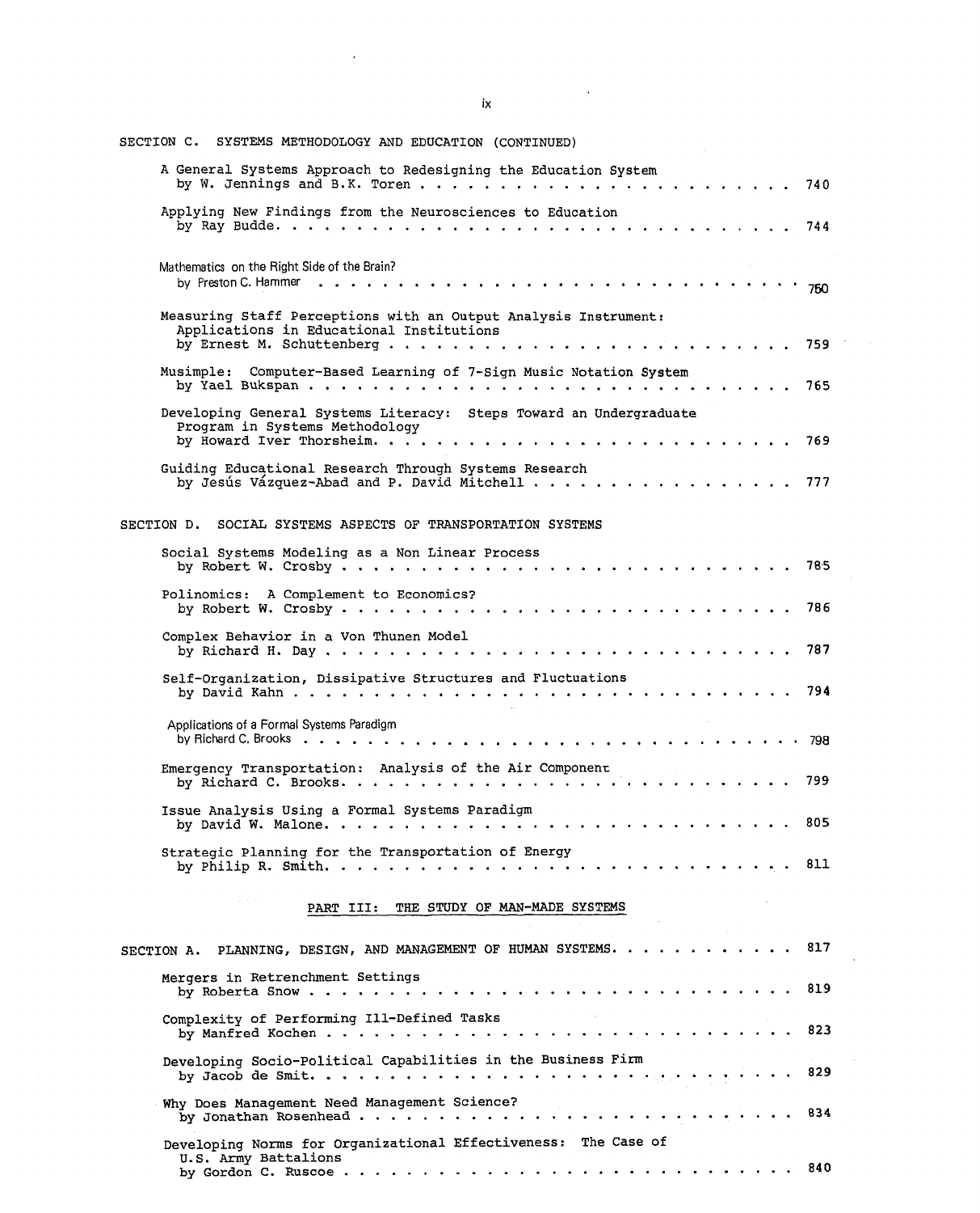SECTION C. SYSTEMS METHODOLOGY AND EDUCATION (CONTINUED)

A General Systems Approach to Redesigning the Education System
by W. Jennings and B.K. Toren . . . . . . . . . . . . . . . . . . . . . . . . 740

Applying New Findings from the Neurosciences to Education
by Ray Budde. . . . . . . . . . . . . . . . . . . . . . . . . . . . . . . . 744

Mathematics on the Right Side of the Brain?
by Preston C. Hammer . . . . . . . . . . . . . . . . . . . . . . . . . . . . . 750

Measuring Staff Perceptions with an Output Analysis Instrument: Applications in Educational Institutions
by Ernest M. Schuttenberg . . . . . . . . . . . . . . . . . . . . . . . . . 759

Musimple: Computer-Based Learning of 7-Sign Music Notation System
by Yael Bukspan . . . . . . . . . . . . . . . . . . . . . . . . . . . . . . 765

Developing General Systems Literacy: Steps Toward an Undergraduate Program in Systems Methodology
by Howard Iver Thorsheim. . . . . . . . . . . . . . . . . . . . . . . . . . 769

Guiding Educational Research Through Systems Research
by Jesús Vázquez-Abad and P. David Mitchell . . . . . . . . . . . . . . . . . 777

SECTION D. SOCIAL SYSTEMS ASPECTS OF TRANSPORTATION SYSTEMS

Social Systems Modeling as a Non Linear Process
by Robert W. Crosby . . . . . . . . . . . . . . . . . . . . . . . . . . . . . 785

Polinomics: A Complement to Economics?
by Robert W. Crosby . . . . . . . . . . . . . . . . . . . . . . . . . . . . . 786

Complex Behavior in a Von Thunen Model
by Richard H. Day . . . . . . . . . . . . . . . . . . . . . . . . . . . . . . 787

Self-Organization, Dissipative Structures and Fluctuations
by David Kahn . . . . . . . . . . . . . . . . . . . . . . . . . . . . . . . . 794

Applications of a Formal Systems Paradigm
by Richard C. Brooks . . . . . . . . . . . . . . . . . . . . . . . . . . . . . 798

Emergency Transportation: Analysis of the Air Component
by Richard C. Brooks. . . . . . . . . . . . . . . . . . . . . . . . . . . . . 799

Issue Analysis Using a Formal Systems Paradigm
by David W. Malone. . . . . . . . . . . . . . . . . . . . . . . . . . . . . . 805

Strategic Planning for the Transportation of Energy
by Philip R. Smith. . . . . . . . . . . . . . . . . . . . . . . . . . . . . . 811

## PART III: THE STUDY OF MAN-MADE SYSTEMS

SECTION A. PLANNING, DESIGN, AND MANAGEMENT OF HUMAN SYSTEMS. . . . . . . . . . . . 817

Mergers in Retrenchment Settings
by Roberta Snow . . . . . . . . . . . . . . . . . . . . . . . . . . . . . . . 819

Complexity of Performing Ill-Defined Tasks
by Manfred Kochen . . . . . . . . . . . . . . . . . . . . . . . . . . . . . . 823

Developing Socio-Political Capabilities in the Business Firm
by Jacob de Smit. . . . . . . . . . . . . . . . . . . . . . . . . . . . . . . 829

Why Does Management Need Management Science?
by Jonathan Rosenhead . . . . . . . . . . . . . . . . . . . . . . . . . . . . 834

Developing Norms for Organizational Effectiveness: The Case of U.S. Army Battalions
by Gordon C. Ruscoe . . . . . . . . . . . . . . . . . . . . . . . . . . . . . 840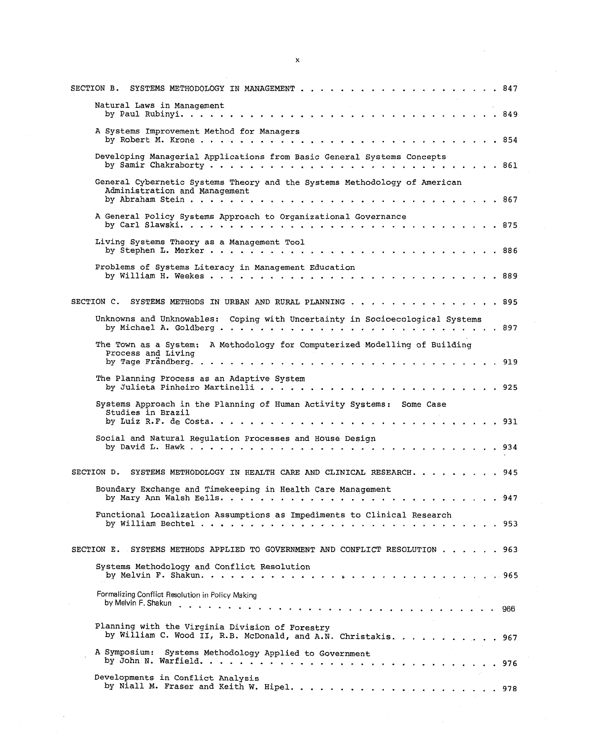SECTION B. SYSTEMS METHODOLOGY IN MANAGEMENT . . . . . . . . . . . . . . . . . . . . 847

Natural Laws in Management
by Paul Rubinyi. . . . . . . . . . . . . . . . . . . . . . . . . . . . . 849

A Systems Improvement Method for Managers
by Robert M. Krone . . . . . . . . . . . . . . . . . . . . . . . . . . . . 854

Developing Managerial Applications from Basic General Systems Concepts
by Samir Chakraborty . . . . . . . . . . . . . . . . . . . . . . . . . . . 861

General Cybernetic Systems Theory and the Systems Methodology of American Administration and Management
by Abraham Stein . . . . . . . . . . . . . . . . . . . . . . . . . . . . 867

A General Policy Systems Approach to Organizational Governance
by Carl Slawski. . . . . . . . . . . . . . . . . . . . . . . . . . . . . 875

Living Systems Theory as a Management Tool
by Stephen L. Merker . . . . . . . . . . . . . . . . . . . . . . . . . . . 886

Problems of Systems Literacy in Management Education
by William H. Weekes . . . . . . . . . . . . . . . . . . . . . . . . . . . 889

SECTION C. SYSTEMS METHODS IN URBAN AND RURAL PLANNING . . . . . . . . . . . . . . . 895

Unknowns and Unknowables: Coping with Uncertainty in Socioecological Systems
by Michael A. Goldberg . . . . . . . . . . . . . . . . . . . . . . . . . . . 897

The Town as a System: A Methodology for Computerized Modelling of Building Process and Living
by Tage Frändberg. . . . . . . . . . . . . . . . . . . . . . . . . . . . . 919

The Planning Process as an Adaptive System
by Julieta Pinheiro Martinelli . . . . . . . . . . . . . . . . . . . . . . . 925

Systems Approach in the Planning of Human Activity Systems: Some Case Studies in Brazil
by Luiz R.F. de Costa. . . . . . . . . . . . . . . . . . . . . . . . . . . . 931

Social and Natural Regulation Processes and House Design
by David L. Hawk . . . . . . . . . . . . . . . . . . . . . . . . . . . . . 934

SECTION D. SYSTEMS METHODOLOGY IN HEALTH CARE AND CLINICAL RESEARCH. . . . . . . . . 945

Boundary Exchange and Timekeeping in Health Care Management
by Mary Ann Walsh Eells. . . . . . . . . . . . . . . . . . . . . . . . . . . 947

Functional Localization Assumptions as Impediments to Clinical Research
by William Bechtel . . . . . . . . . . . . . . . . . . . . . . . . . . . . 953

SECTION E. SYSTEMS METHODS APPLIED TO GOVERNMENT AND CONFLICT RESOLUTION . . . . . . 963

Systems Methodology and Conflict Resolution
by Melvin F. Shakun. . . . . . . . . . . . . . . . . . . . . . . . . . . . 965

Formalizing Conflict Resolution in Policy Making
by Melvin F. Shakun . . . . . . . . . . . . . . . . . . . . . . . . . . . . 966

Planning with the Virginia Division of Forestry
by William C. Wood II, R.B. McDonald, and A.N. Christakis. . . . . . . . . . . 967

A Symposium: Systems Methodology Applied to Government
by John N. Warfield. . . . . . . . . . . . . . . . . . . . . . . . . . . . 976

Developments in Conflict Analysis
by Niall M. Fraser and Keith W. Hipel. . . . . . . . . . . . . . . . . . . . 978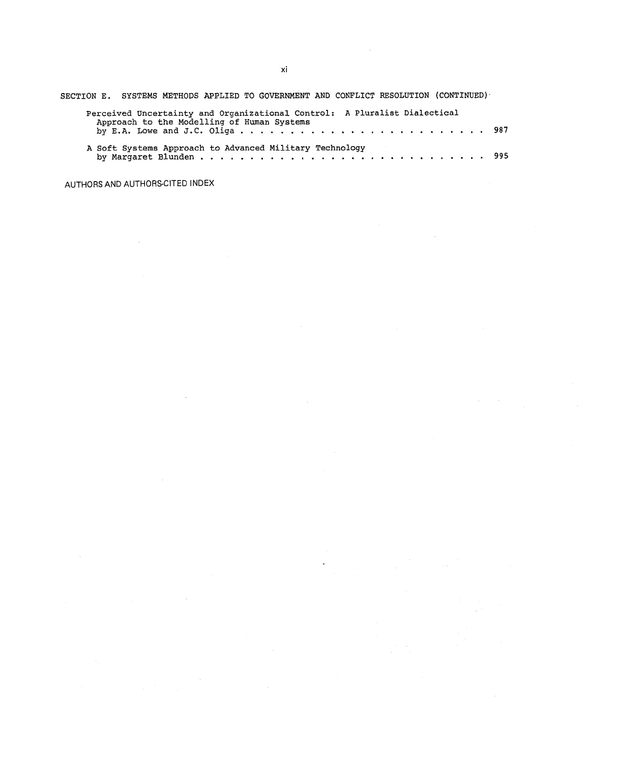SECTION E. SYSTEMS METHODS APPLIED TO GOVERNMENT AND CONFLICT RESOLUTION (CONTINUED)

Perceived Uncertainty and Organizational Control: A Pluralist Dialectical Approach to the Modelling of Human Systems
by E.A. Lowe and J.C. Oliga . . . . . . . . . . . . . . . . . . . . . . . . 987

A Soft Systems Approach to Advanced Military Technology
by Margaret Blunden . . . . . . . . . . . . . . . . . . . . . . . . . . . . 995

AUTHORS AND AUTHORS-CITED INDEX